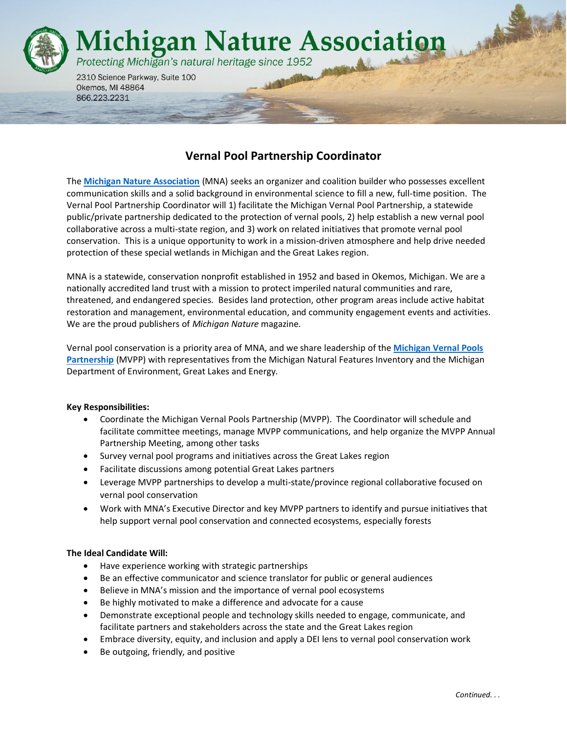# Michigan Nature Association

*Protecting Michigan's natural heritage since 1952*

2310 Science Parkway, Suite 100
Okemos, MI 48864
866.223.2231

## Vernal Pool Partnership Coordinator

The **Michigan Nature Association** (MNA) seeks an organizer and coalition builder who possesses excellent communication skills and a solid background in environmental science to fill a new, full-time position. The Vernal Pool Partnership Coordinator will 1) facilitate the Michigan Vernal Pool Partnership, a statewide public/private partnership dedicated to the protection of vernal pools, 2) help establish a new vernal pool collaborative across a multi-state region, and 3) work on related initiatives that promote vernal pool conservation. This is a unique opportunity to work in a mission-driven atmosphere and help drive needed protection of these special wetlands in Michigan and the Great Lakes region.

MNA is a statewide, conservation nonprofit established in 1952 and based in Okemos, Michigan. We are a nationally accredited land trust with a mission to protect imperiled natural communities and rare, threatened, and endangered species. Besides land protection, other program areas include active habitat restoration and management, environmental education, and community engagement events and activities. We are the proud publishers of *Michigan Nature* magazine.

Vernal pool conservation is a priority area of MNA, and we share leadership of the **Michigan Vernal Pools Partnership** (MVPP) with representatives from the Michigan Natural Features Inventory and the Michigan Department of Environment, Great Lakes and Energy.

**Key Responsibilities:**

- Coordinate the Michigan Vernal Pools Partnership (MVPP). The Coordinator will schedule and facilitate committee meetings, manage MVPP communications, and help organize the MVPP Annual Partnership Meeting, among other tasks
- Survey vernal pool programs and initiatives across the Great Lakes region
- Facilitate discussions among potential Great Lakes partners
- Leverage MVPP partnerships to develop a multi-state/province regional collaborative focused on vernal pool conservation
- Work with MNA's Executive Director and key MVPP partners to identify and pursue initiatives that help support vernal pool conservation and connected ecosystems, especially forests

**The Ideal Candidate Will:**

- Have experience working with strategic partnerships
- Be an effective communicator and science translator for public or general audiences
- Believe in MNA's mission and the importance of vernal pool ecosystems
- Be highly motivated to make a difference and advocate for a cause
- Demonstrate exceptional people and technology skills needed to engage, communicate, and facilitate partners and stakeholders across the state and the Great Lakes region
- Embrace diversity, equity, and inclusion and apply a DEI lens to vernal pool conservation work
- Be outgoing, friendly, and positive

*Continued. . .*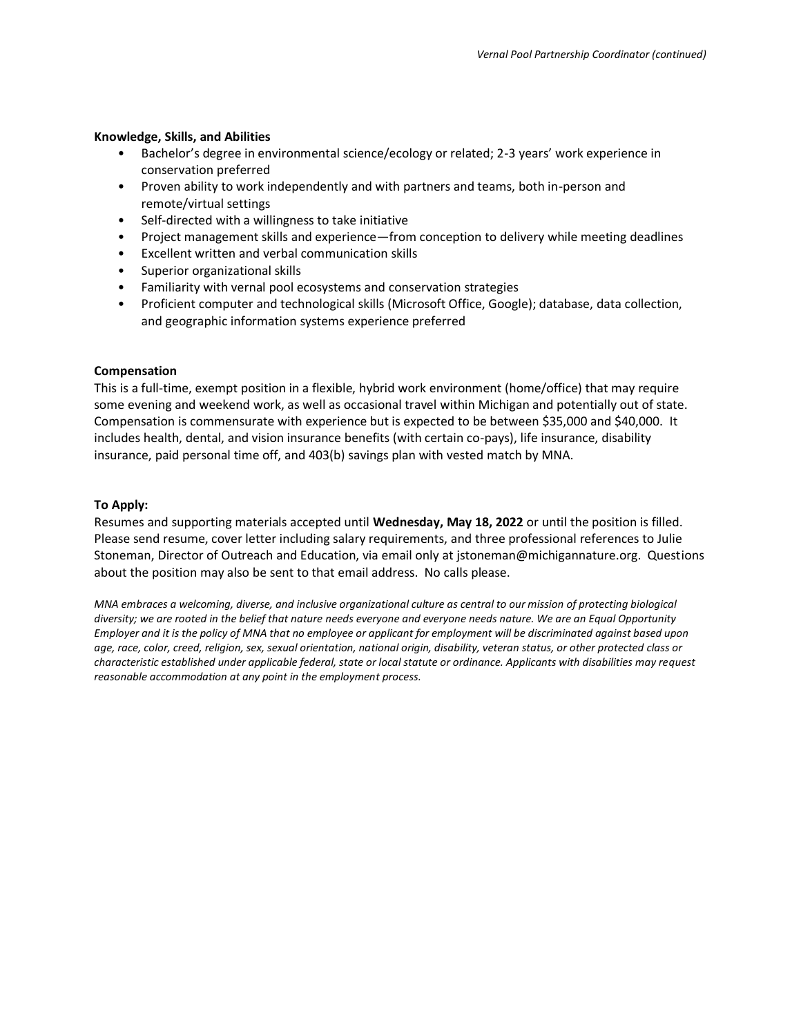**Knowledge, Skills, and Abilities**

- Bachelor's degree in environmental science/ecology or related; 2-3 years' work experience in conservation preferred
- Proven ability to work independently and with partners and teams, both in-person and remote/virtual settings
- Self-directed with a willingness to take initiative
- Project management skills and experience—from conception to delivery while meeting deadlines
- Excellent written and verbal communication skills
- Superior organizational skills
- Familiarity with vernal pool ecosystems and conservation strategies
- Proficient computer and technological skills (Microsoft Office, Google); database, data collection, and geographic information systems experience preferred

**Compensation**

This is a full-time, exempt position in a flexible, hybrid work environment (home/office) that may require some evening and weekend work, as well as occasional travel within Michigan and potentially out of state. Compensation is commensurate with experience but is expected to be between $35,000 and $40,000. It includes health, dental, and vision insurance benefits (with certain co-pays), life insurance, disability insurance, paid personal time off, and 403(b) savings plan with vested match by MNA.

**To Apply:**

Resumes and supporting materials accepted until **Wednesday, May 18, 2022** or until the position is filled. Please send resume, cover letter including salary requirements, and three professional references to Julie Stoneman, Director of Outreach and Education, via email only at jstoneman@michigannature.org. Questions about the position may also be sent to that email address. No calls please.

*MNA embraces a welcoming, diverse, and inclusive organizational culture as central to our mission of protecting biological diversity; we are rooted in the belief that nature needs everyone and everyone needs nature. We are an Equal Opportunity Employer and it is the policy of MNA that no employee or applicant for employment will be discriminated against based upon age, race, color, creed, religion, sex, sexual orientation, national origin, disability, veteran status, or other protected class or characteristic established under applicable federal, state or local statute or ordinance. Applicants with disabilities may request reasonable accommodation at any point in the employment process.*